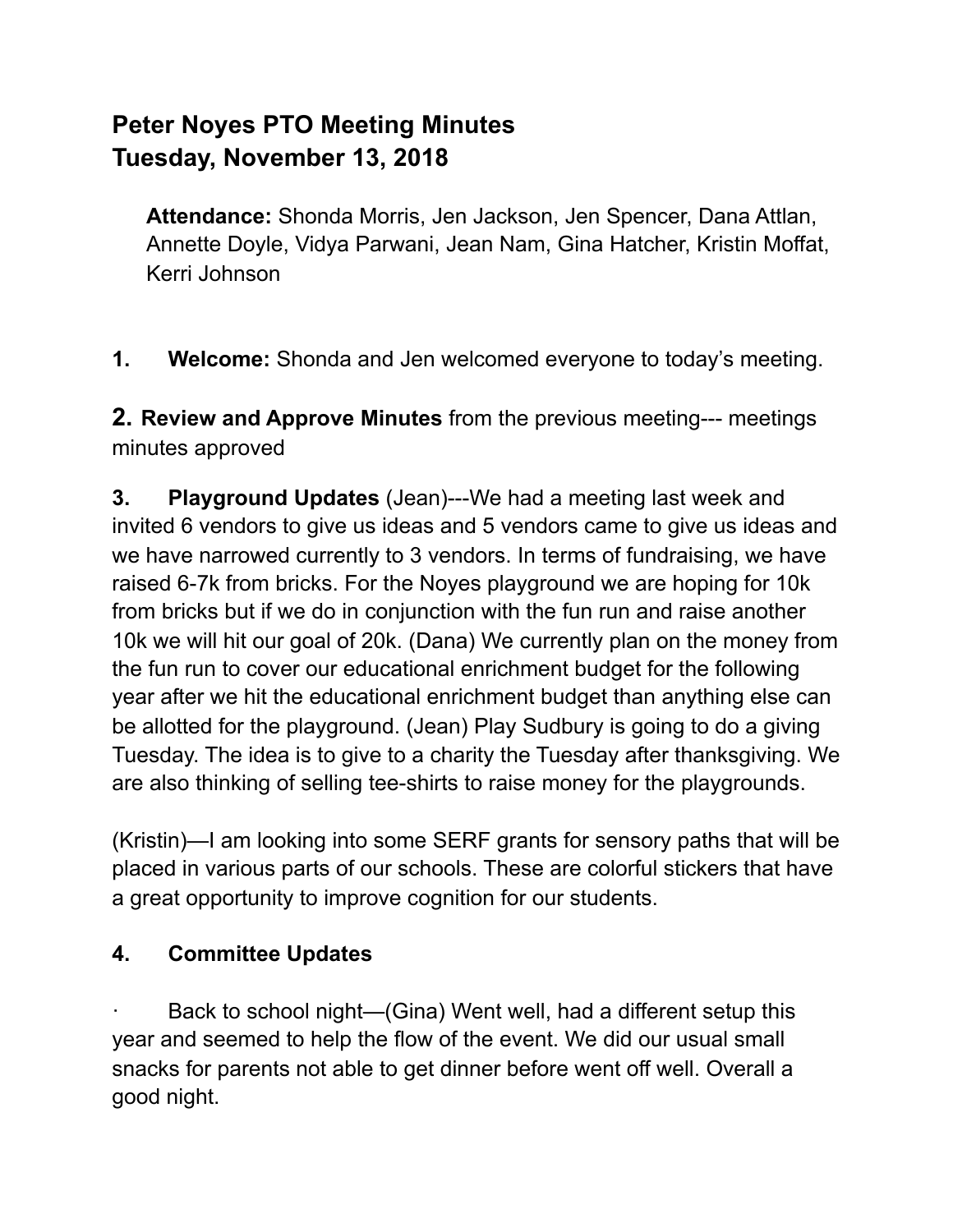# Peter Noyes PTO Meeting Minutes
# Tuesday, November 13, 2018

**Attendance:** Shonda Morris, Jen Jackson, Jen Spencer, Dana Attlan, Annette Doyle, Vidya Parwani, Jean Nam, Gina Hatcher, Kristin Moffat, Kerri Johnson

**1. Welcome:** Shonda and Jen welcomed everyone to today's meeting.

**2. Review and Approve Minutes** from the previous meeting--- meetings minutes approved

**3. Playground Updates** (Jean)---We had a meeting last week and invited 6 vendors to give us ideas and 5 vendors came to give us ideas and we have narrowed currently to 3 vendors. In terms of fundraising, we have raised 6-7k from bricks. For the Noyes playground we are hoping for 10k from bricks but if we do in conjunction with the fun run and raise another 10k we will hit our goal of 20k. (Dana) We currently plan on the money from the fun run to cover our educational enrichment budget for the following year after we hit the educational enrichment budget than anything else can be allotted for the playground. (Jean) Play Sudbury is going to do a giving Tuesday. The idea is to give to a charity the Tuesday after thanksgiving. We are also thinking of selling tee-shirts to raise money for the playgrounds.

(Kristin)—I am looking into some SERF grants for sensory paths that will be placed in various parts of our schools. These are colorful stickers that have a great opportunity to improve cognition for our students.

**4. Committee Updates**

- Back to school night—(Gina) Went well, had a different setup this year and seemed to help the flow of the event. We did our usual small snacks for parents not able to get dinner before went off well. Overall a good night.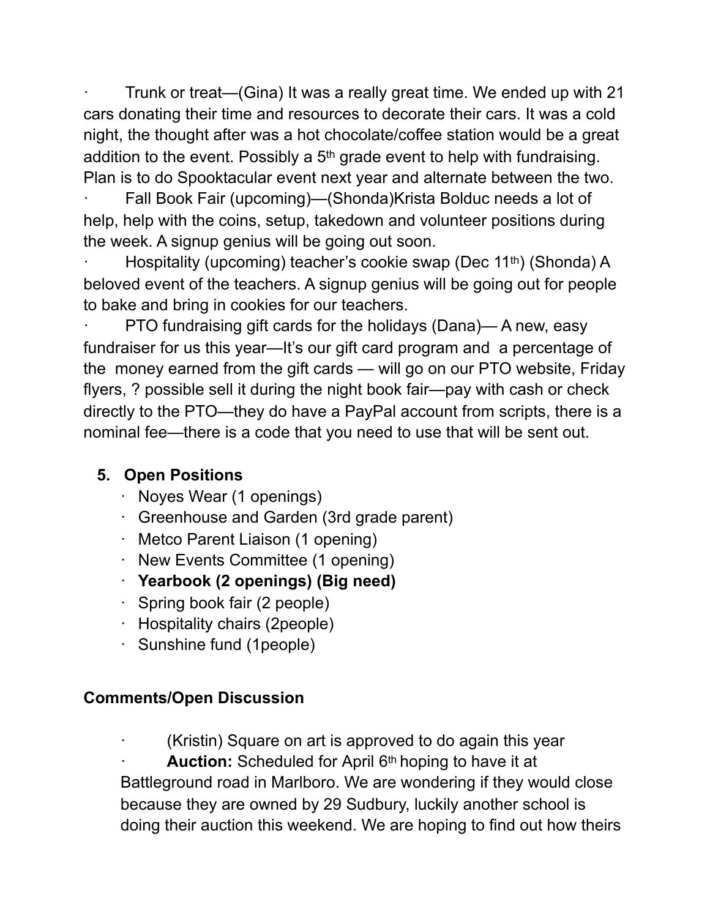- Trunk or treat—(Gina) It was a really great time. We ended up with 21 cars donating their time and resources to decorate their cars. It was a cold night, the thought after was a hot chocolate/coffee station would be a great addition to the event. Possibly a 5th grade event to help with fundraising. Plan is to do Spooktacular event next year and alternate between the two.
- Fall Book Fair (upcoming)—(Shonda)Krista Bolduc needs a lot of help, help with the coins, setup, takedown and volunteer positions during the week. A signup genius will be going out soon.
- Hospitality (upcoming) teacher's cookie swap (Dec 11th) (Shonda) A beloved event of the teachers. A signup genius will be going out for people to bake and bring in cookies for our teachers.
- PTO fundraising gift cards for the holidays (Dana)— A new, easy fundraiser for us this year—It's our gift card program and a percentage of the money earned from the gift cards — will go on our PTO website, Friday flyers, ? possible sell it during the night book fair—pay with cash or check directly to the PTO—they do have a PayPal account from scripts, there is a nominal fee—there is a code that you need to use that will be sent out.

5. **Open Positions**
   - Noyes Wear (1 openings)
   - Greenhouse and Garden (3rd grade parent)
   - Metco Parent Liaison (1 opening)
   - New Events Committee (1 opening)
   - **Yearbook (2 openings) (Big need)**
   - Spring book fair (2 people)
   - Hospitality chairs (2people)
   - Sunshine fund (1people)

**Comments/Open Discussion**

- (Kristin) Square on art is approved to do again this year
- **Auction:** Scheduled for April 6th hoping to have it at Battleground road in Marlboro. We are wondering if they would close because they are owned by 29 Sudbury, luckily another school is doing their auction this weekend. We are hoping to find out how theirs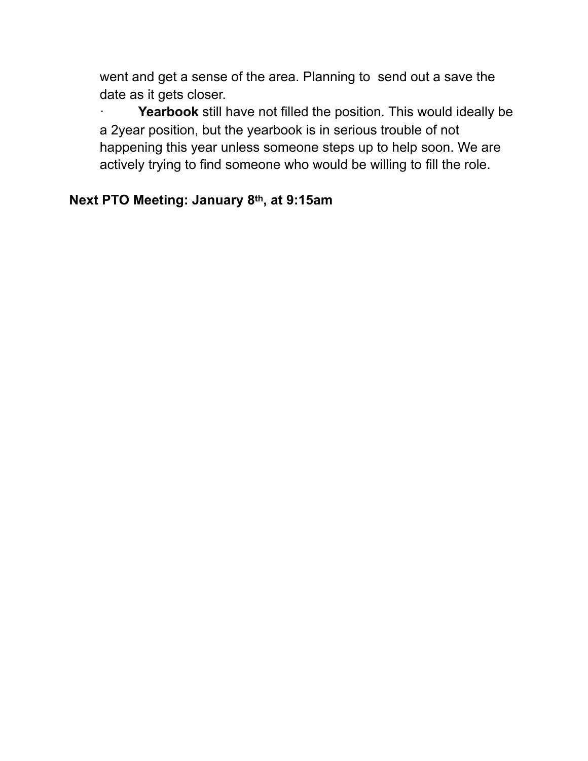went and get a sense of the area. Planning to send out a save the date as it gets closer.

- **Yearbook** still have not filled the position. This would ideally be a 2year position, but the yearbook is in serious trouble of not happening this year unless someone steps up to help soon. We are actively trying to find someone who would be willing to fill the role.

**Next PTO Meeting: January 8th, at 9:15am**